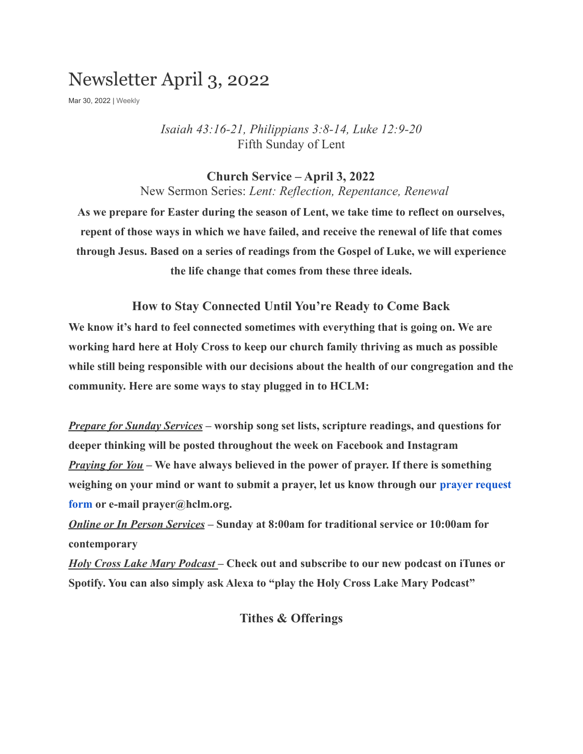# Newsletter April 3, 2022

Mar 30, 2022 | Weekly

*Isaiah 43:16-21, Philippians 3:8-14, Luke 12:9-20*
Fifth Sunday of Lent

**Church Service – April 3, 2022**

New Sermon Series: *Lent: Reflection, Repentance, Renewal*

**As we prepare for Easter during the season of Lent, we take time to reflect on ourselves, repent of those ways in which we have failed, and receive the renewal of life that comes through Jesus. Based on a series of readings from the Gospel of Luke, we will experience the life change that comes from these three ideals.**

## How to Stay Connected Until You're Ready to Come Back

**We know it's hard to feel connected sometimes with everything that is going on. We are working hard here at Holy Cross to keep our church family thriving as much as possible while still being responsible with our decisions about the health of our congregation and the community. Here are some ways to stay plugged in to HCLM:**

***Prepare for Sunday Services*** **– worship song set lists, scripture readings, and questions for deeper thinking will be posted throughout the week on Facebook and Instagram**
***Praying for You*** **– We have always believed in the power of prayer. If there is something weighing on your mind or want to submit a prayer, let us know through our prayer request form or e-mail prayer@hclm.org.**
***Online or In Person Services*** **– Sunday at 8:00am for traditional service or 10:00am for contemporary**
***Holy Cross Lake Mary Podcast*** **– Check out and subscribe to our new podcast on iTunes or Spotify. You can also simply ask Alexa to "play the Holy Cross Lake Mary Podcast"**

## Tithes & Offerings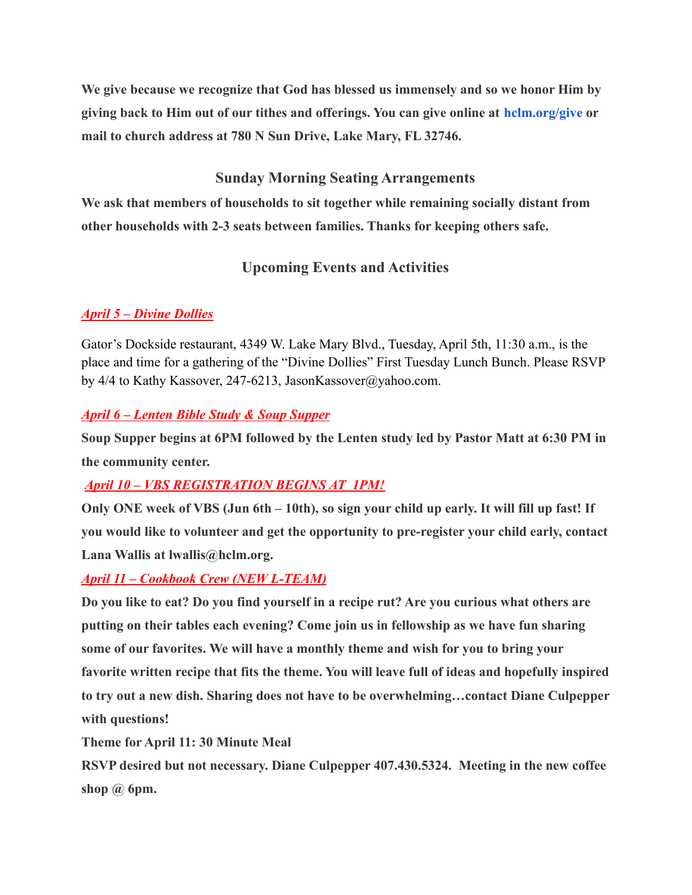**We give because we recognize that God has blessed us immensely and so we honor Him by giving back to Him out of our tithes and offerings. You can give online at hclm.org/give or mail to church address at 780 N Sun Drive, Lake Mary, FL 32746.**

## Sunday Morning Seating Arrangements

**We ask that members of households to sit together while remaining socially distant from other households with 2-3 seats between families. Thanks for keeping others safe.**

## Upcoming Events and Activities

### ***April 5 – Divine Dollies***

Gator's Dockside restaurant, 4349 W. Lake Mary Blvd., Tuesday, April 5th, 11:30 a.m., is the place and time for a gathering of the "Divine Dollies" First Tuesday Lunch Bunch. Please RSVP by 4/4 to Kathy Kassover, 247-6213, JasonKassover@yahoo.com.

### ***April 6 – Lenten Bible Study & Soup Supper***

**Soup Supper begins at 6PM followed by the Lenten study led by Pastor Matt at 6:30 PM in the community center.**

### ***April 10 – VBS REGISTRATION BEGINS AT 1PM!***

**Only ONE week of VBS (Jun 6th – 10th), so sign your child up early. It will fill up fast! If you would like to volunteer and get the opportunity to pre-register your child early, contact Lana Wallis at lwallis@hclm.org.**

### ***April 11 – Cookbook Crew (NEW L-TEAM)***

**Do you like to eat? Do you find yourself in a recipe rut? Are you curious what others are putting on their tables each evening? Come join us in fellowship as we have fun sharing some of our favorites. We will have a monthly theme and wish for you to bring your favorite written recipe that fits the theme. You will leave full of ideas and hopefully inspired to try out a new dish. Sharing does not have to be overwhelming…contact Diane Culpepper with questions!**

**Theme for April 11: 30 Minute Meal**

**RSVP desired but not necessary. Diane Culpepper 407.430.5324. Meeting in the new coffee shop @ 6pm.**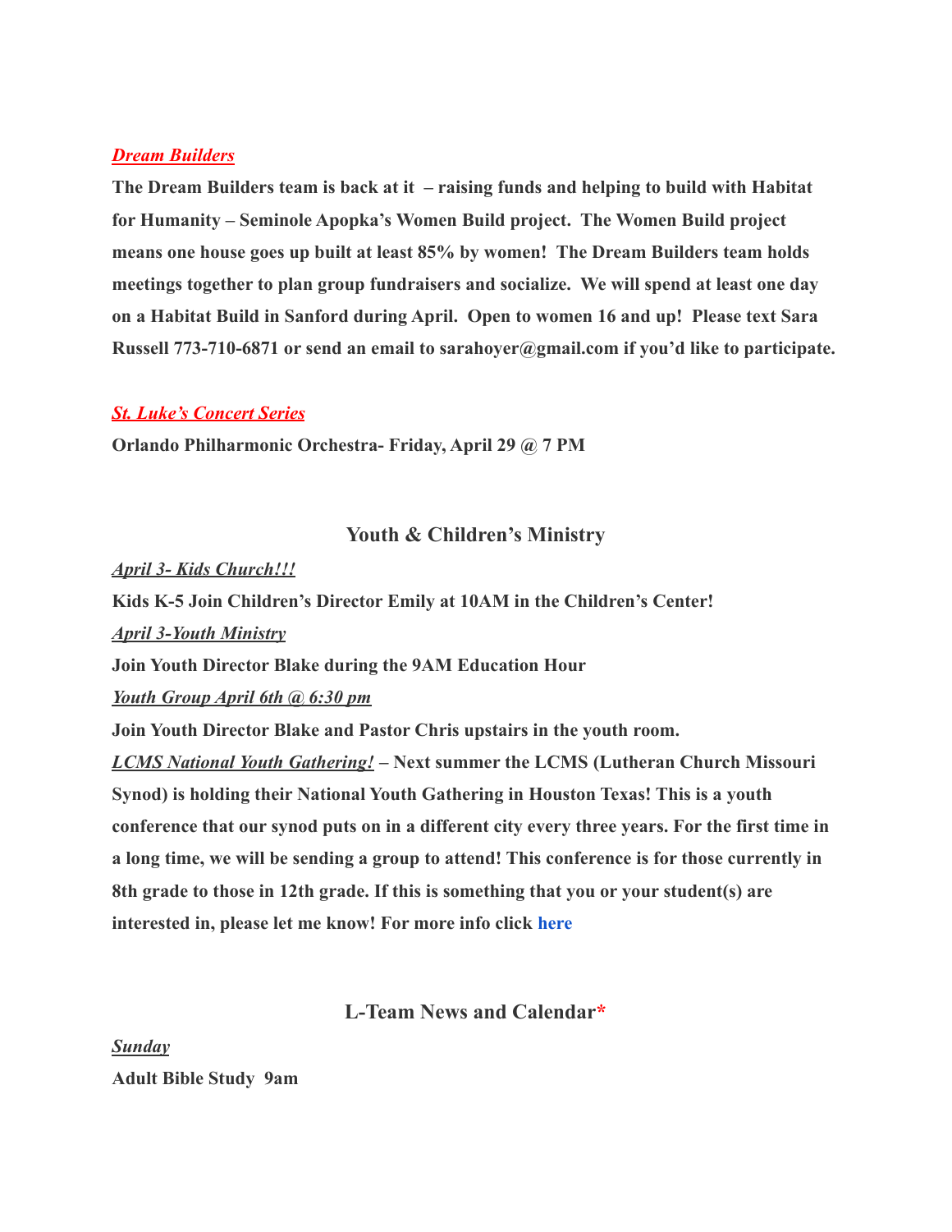***Dream Builders***

**The Dream Builders team is back at it – raising funds and helping to build with Habitat for Humanity – Seminole Apopka's Women Build project. The Women Build project means one house goes up built at least 85% by women! The Dream Builders team holds meetings together to plan group fundraisers and socialize. We will spend at least one day on a Habitat Build in Sanford during April. Open to women 16 and up! Please text Sara Russell 773-710-6871 or send an email to sarahoyer@gmail.com if you'd like to participate.**

***St. Luke's Concert Series***

**Orlando Philharmonic Orchestra- Friday, April 29 @ 7 PM**

## Youth & Children's Ministry

***April 3- Kids Church!!!***

**Kids K-5 Join Children's Director Emily at 10AM in the Children's Center!**

***April 3-Youth Ministry***

**Join Youth Director Blake during the 9AM Education Hour**

***Youth Group April 6th @ 6:30 pm***

**Join Youth Director Blake and Pastor Chris upstairs in the youth room.**

***LCMS National Youth Gathering!*** **– Next summer the LCMS (Lutheran Church Missouri Synod) is holding their National Youth Gathering in Houston Texas! This is a youth conference that our synod puts on in a different city every three years. For the first time in a long time, we will be sending a group to attend! This conference is for those currently in 8th grade to those in 12th grade. If this is something that you or your student(s) are interested in, please let me know! For more info click here**

## L-Team News and Calendar*

***Sunday***

**Adult Bible Study 9am**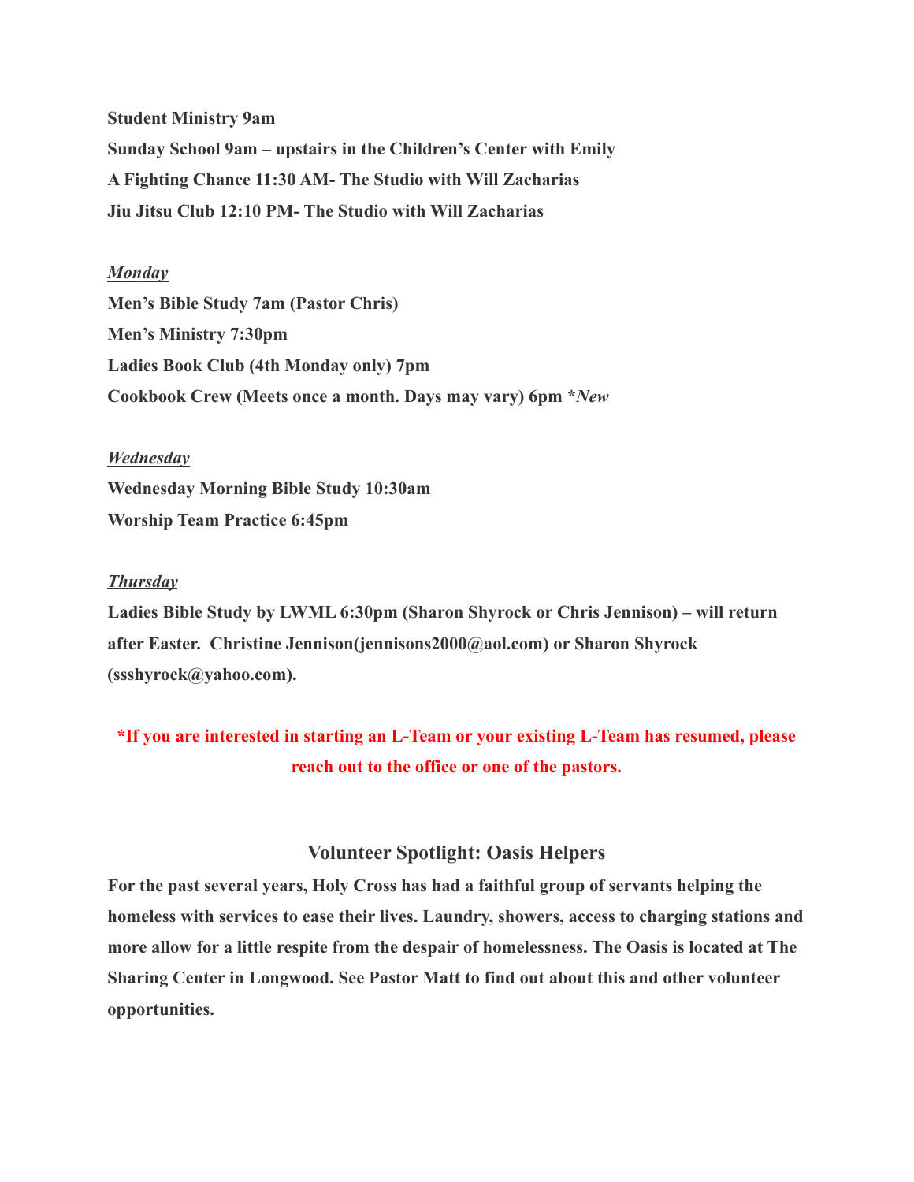**Student Ministry 9am**

**Sunday School 9am – upstairs in the Children's Center with Emily**

**A Fighting Chance 11:30 AM- The Studio with Will Zacharias**

**Jiu Jitsu Club 12:10 PM- The Studio with Will Zacharias**

***Monday***

**Men's Bible Study 7am (Pastor Chris)**

**Men's Ministry 7:30pm**

**Ladies Book Club (4th Monday only) 7pm**

**Cookbook Crew (Meets once a month. Days may vary) 6pm *New**

***Wednesday***

**Wednesday Morning Bible Study 10:30am**

**Worship Team Practice 6:45pm**

***Thursday***

**Ladies Bible Study by LWML 6:30pm (Sharon Shyrock or Chris Jennison) – will return after Easter. Christine Jennison(jennisons2000@aol.com) or Sharon Shyrock (ssshyrock@yahoo.com).**

**\*If you are interested in starting an L-Team or your existing L-Team has resumed, please reach out to the office or one of the pastors.**

### Volunteer Spotlight: Oasis Helpers

**For the past several years, Holy Cross has had a faithful group of servants helping the homeless with services to ease their lives. Laundry, showers, access to charging stations and more allow for a little respite from the despair of homelessness. The Oasis is located at The Sharing Center in Longwood. See Pastor Matt to find out about this and other volunteer opportunities.**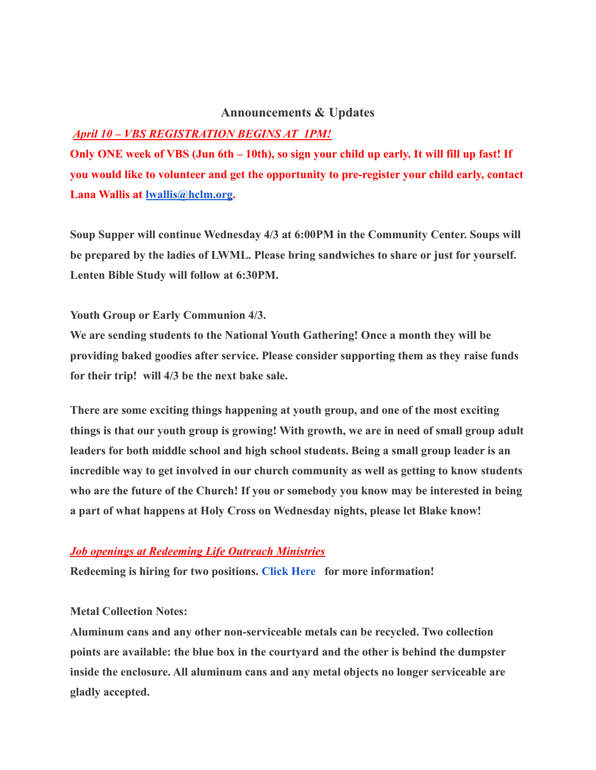## Announcements & Updates

***April 10 – VBS REGISTRATION BEGINS AT 1PM!***

**Only ONE week of VBS (Jun 6th – 10th), so sign your child up early. It will fill up fast! If you would like to volunteer and get the opportunity to pre-register your child early, contact Lana Wallis at lwallis@hclm.org.**

**Soup Supper will continue Wednesday 4/3 at 6:00PM in the Community Center. Soups will be prepared by the ladies of LWML. Please bring sandwiches to share or just for yourself. Lenten Bible Study will follow at 6:30PM.**

**Youth Group or Early Communion 4/3.**
**We are sending students to the National Youth Gathering! Once a month they will be providing baked goodies after service. Please consider supporting them as they raise funds for their trip! will 4/3 be the next bake sale.**

**There are some exciting things happening at youth group, and one of the most exciting things is that our youth group is growing! With growth, we are in need of small group adult leaders for both middle school and high school students. Being a small group leader is an incredible way to get involved in our church community as well as getting to know students who are the future of the Church! If you or somebody you know may be interested in being a part of what happens at Holy Cross on Wednesday nights, please let Blake know!**

***Job openings at Redeeming Life Outreach Ministries***
**Redeeming is hiring for two positions. Click Here for more information!**

**Metal Collection Notes:**
**Aluminum cans and any other non-serviceable metals can be recycled. Two collection points are available: the blue box in the courtyard and the other is behind the dumpster inside the enclosure. All aluminum cans and any metal objects no longer serviceable are gladly accepted.**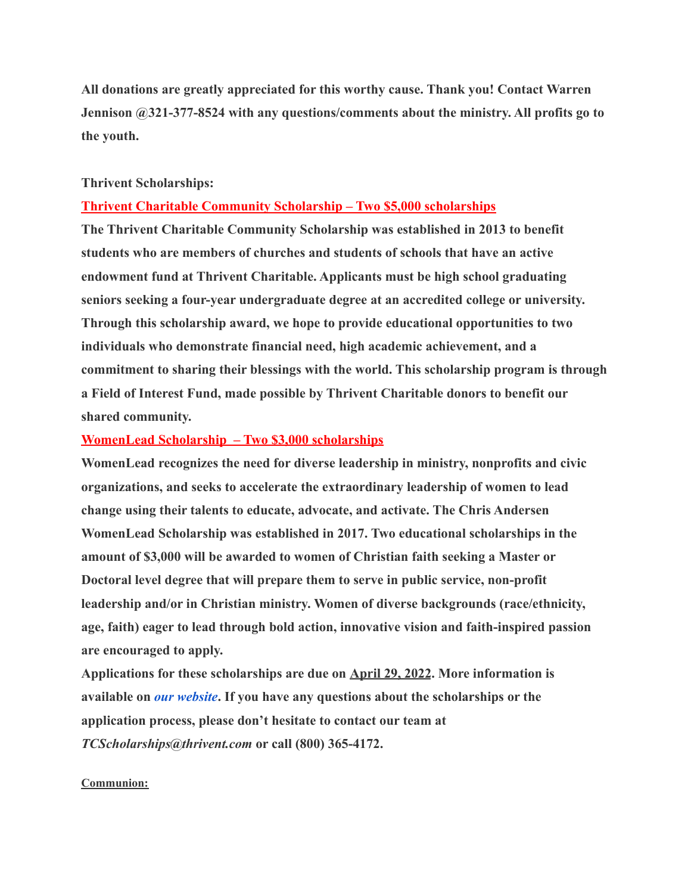**All donations are greatly appreciated for this worthy cause. Thank you! Contact Warren Jennison @321-377-8524 with any questions/comments about the ministry. All profits go to the youth.**

**Thrivent Scholarships:**

**Thrivent Charitable Community Scholarship – Two $5,000 scholarships**

**The Thrivent Charitable Community Scholarship was established in 2013 to benefit students who are members of churches and students of schools that have an active endowment fund at Thrivent Charitable. Applicants must be high school graduating seniors seeking a four-year undergraduate degree at an accredited college or university. Through this scholarship award, we hope to provide educational opportunities to two individuals who demonstrate financial need, high academic achievement, and a commitment to sharing their blessings with the world. This scholarship program is through a Field of Interest Fund, made possible by Thrivent Charitable donors to benefit our shared community.**

**WomenLead Scholarship – Two $3,000 scholarships**

**WomenLead recognizes the need for diverse leadership in ministry, nonprofits and civic organizations, and seeks to accelerate the extraordinary leadership of women to lead change using their talents to educate, advocate, and activate. The Chris Andersen WomenLead Scholarship was established in 2017. Two educational scholarships in the amount of $3,000 will be awarded to women of Christian faith seeking a Master or Doctoral level degree that will prepare them to serve in public service, non-profit leadership and/or in Christian ministry. Women of diverse backgrounds (race/ethnicity, age, faith) eager to lead through bold action, innovative vision and faith-inspired passion are encouraged to apply.**

**Applications for these scholarships are due on April 29, 2022. More information is available on *our website*. If you have any questions about the scholarships or the application process, please don't hesitate to contact our team at *TCScholarships@thrivent.com* or call (800) 365-4172.**

**Communion:**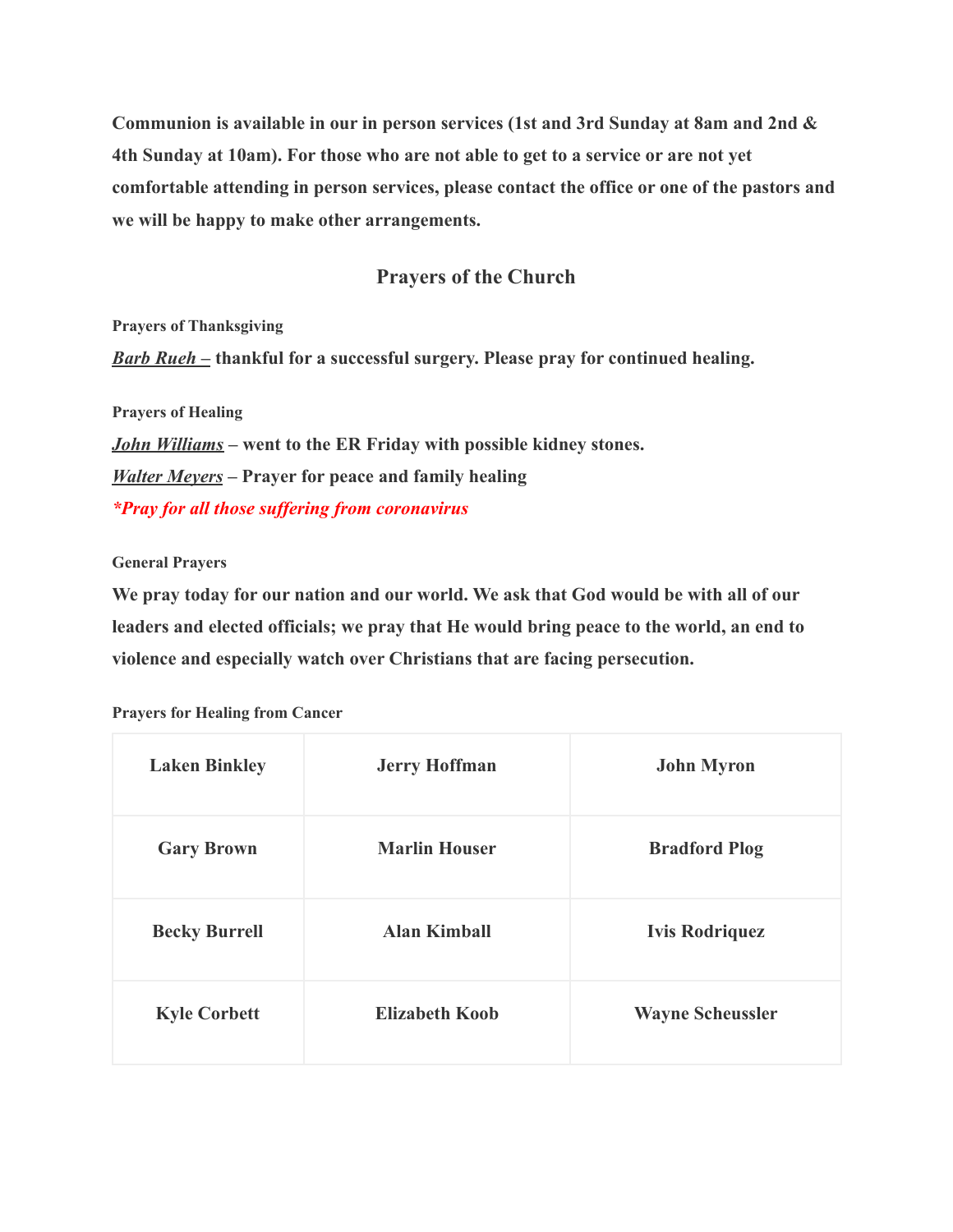**Communion is available in our in person services (1st and 3rd Sunday at 8am and 2nd & 4th Sunday at 10am). For those who are not able to get to a service or are not yet comfortable attending in person services, please contact the office or one of the pastors and we will be happy to make other arrangements.**

## Prayers of the Church

**Prayers of Thanksgiving**

***Barb Rueh –*** **thankful for a successful surgery. Please pray for continued healing.**

**Prayers of Healing**

***John Williams*** **– went to the ER Friday with possible kidney stones.**

***Walter Meyers*** **– Prayer for peace and family healing**

***\*Pray for all those suffering from coronavirus***

**General Prayers**

**We pray today for our nation and our world. We ask that God would be with all of our leaders and elected officials; we pray that He would bring peace to the world, an end to violence and especially watch over Christians that are facing persecution.**

**Prayers for Healing from Cancer**

| | | |
|---|---|---|
| **Laken Binkley** | **Jerry Hoffman** | **John Myron** |
| **Gary Brown** | **Marlin Houser** | **Bradford Plog** |
| **Becky Burrell** | **Alan Kimball** | **Ivis Rodriquez** |
| **Kyle Corbett** | **Elizabeth Koob** | **Wayne Scheussler** |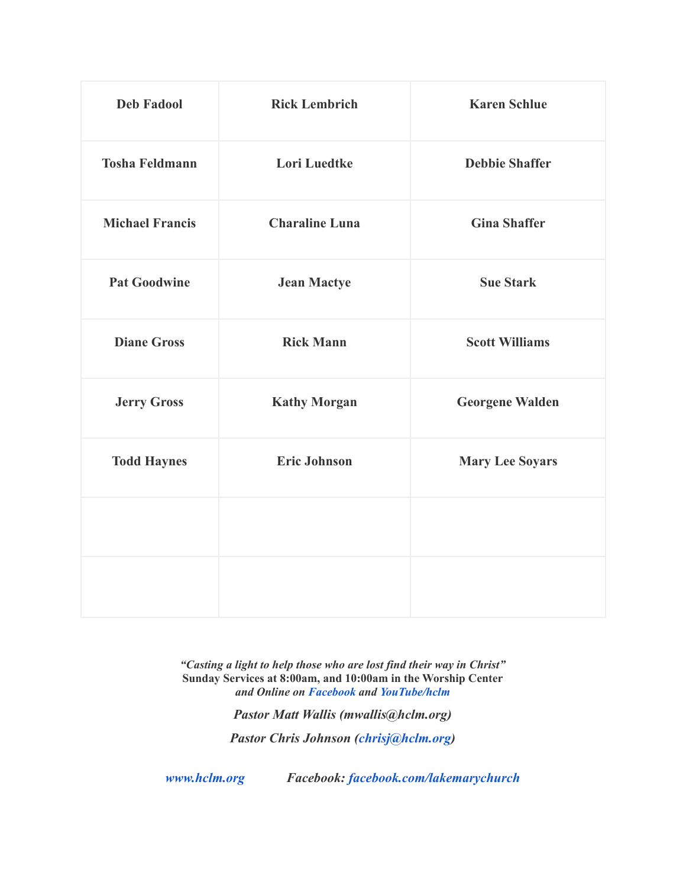| | | |
|---|---|---|
| **Deb Fadool** | **Rick Lembrich** | **Karen Schlue** |
| **Tosha Feldmann** | **Lori Luedtke** | **Debbie Shaffer** |
| **Michael Francis** | **Charaline Luna** | **Gina Shaffer** |
| **Pat Goodwine** | **Jean Mactye** | **Sue Stark** |
| **Diane Gross** | **Rick Mann** | **Scott Williams** |
| **Jerry Gross** | **Kathy Morgan** | **Georgene Walden** |
| **Todd Haynes** | **Eric Johnson** | **Mary Lee Soyars** |
| | | |
| | | |

***"Casting a light to help those who are lost find their way in Christ"***
**Sunday Services at 8:00am, and 10:00am in the Worship Center**
***and Online on Facebook and YouTube/hclm***

***Pastor Matt Wallis (mwallis@hclm.org)***

***Pastor Chris Johnson (chrisj@hclm.org)***

***www.hclm.org*** ***Facebook: facebook.com/lakemarychurch***